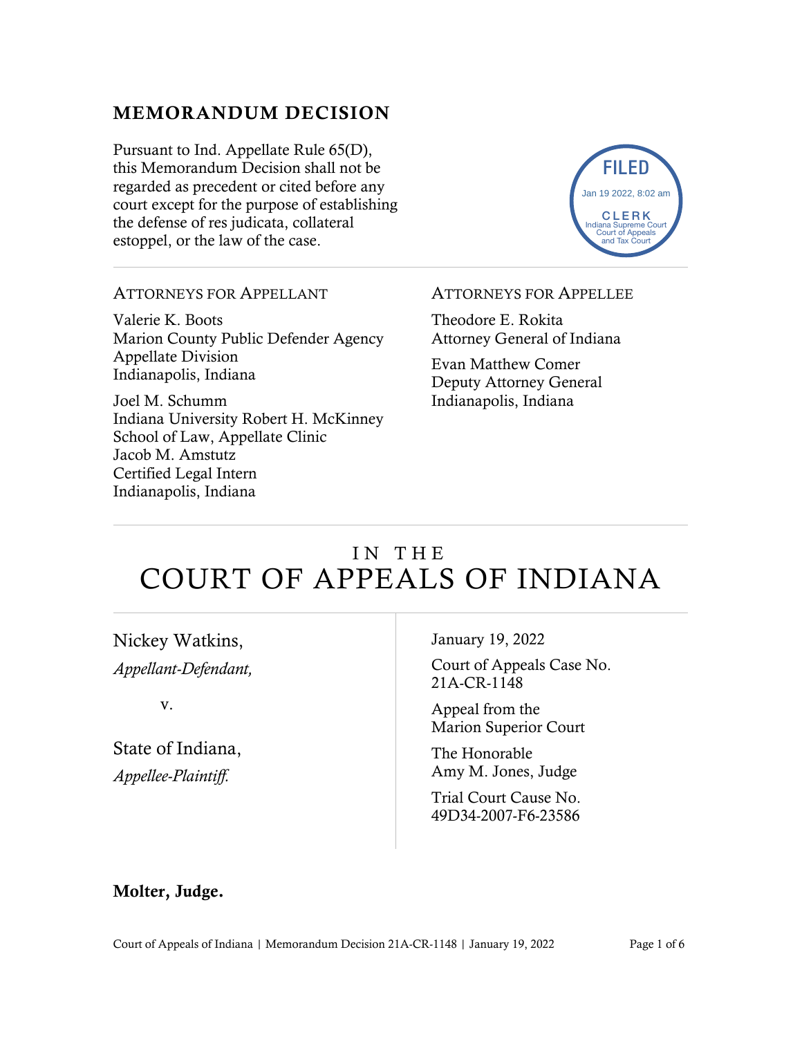## MEMORANDUM DECISION

Pursuant to Ind. Appellate Rule 65(D), this Memorandum Decision shall not be regarded as precedent or cited before any court except for the purpose of establishing the defense of res judicata, collateral estoppel, or the law of the case.

FILED
Jan 19 2022, 8:02 am
CLERK
Indiana Supreme Court
Court of Appeals
and Tax Court

ATTORNEYS FOR APPELLANT

Valerie K. Boots
Marion County Public Defender Agency
Appellate Division
Indianapolis, Indiana

Joel M. Schumm
Indiana University Robert H. McKinney School of Law, Appellate Clinic
Jacob M. Amstutz
Certified Legal Intern
Indianapolis, Indiana

ATTORNEYS FOR APPELLEE

Theodore E. Rokita
Attorney General of Indiana

Evan Matthew Comer
Deputy Attorney General
Indianapolis, Indiana

# IN THE COURT OF APPEALS OF INDIANA

Nickey Watkins,
*Appellant-Defendant,*

v.

State of Indiana,
*Appellee-Plaintiff.*

January 19, 2022

Court of Appeals Case No. 21A-CR-1148

Appeal from the Marion Superior Court

The Honorable Amy M. Jones, Judge

Trial Court Cause No. 49D34-2007-F6-23586

**Molter, Judge.**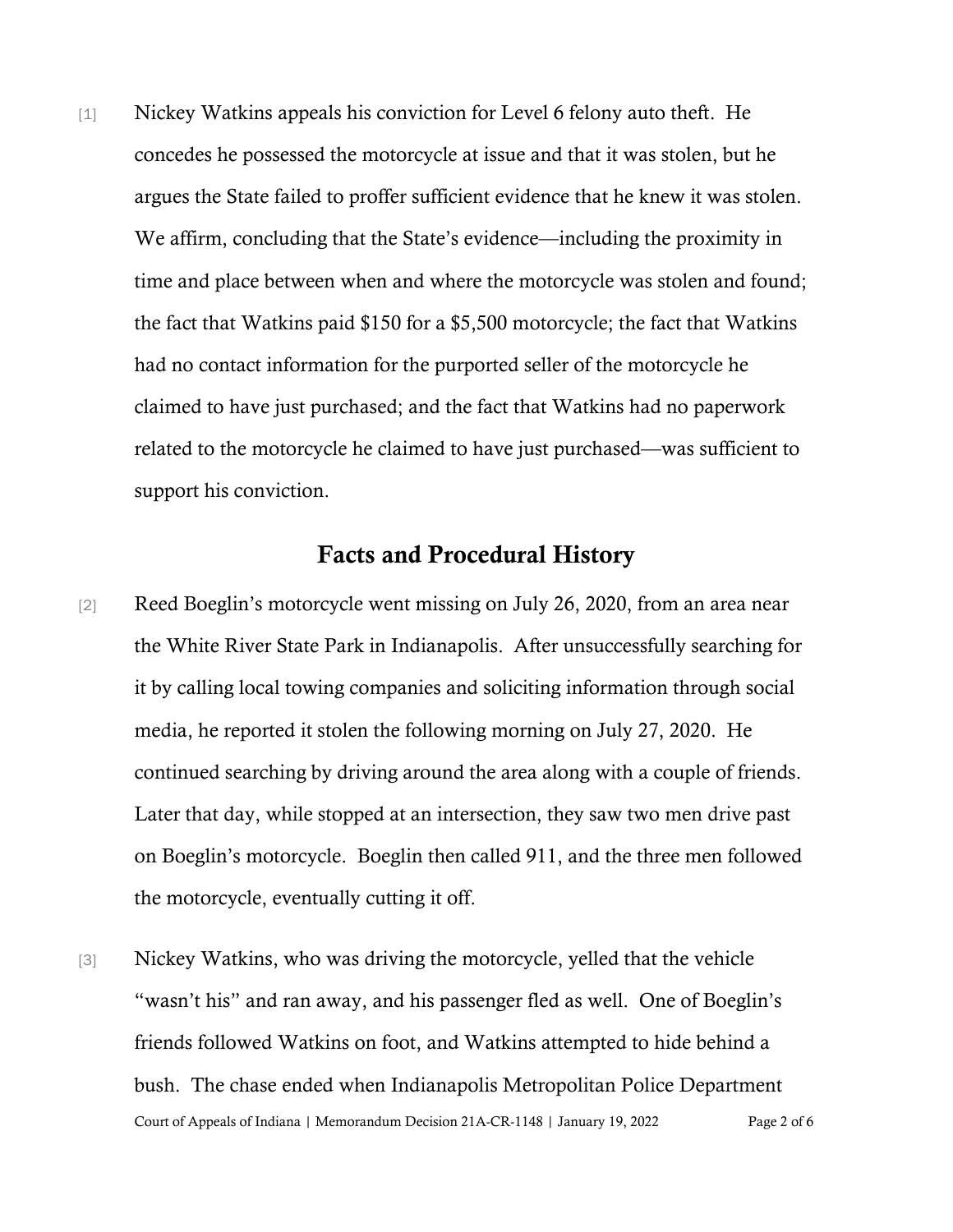[1] Nickey Watkins appeals his conviction for Level 6 felony auto theft. He concedes he possessed the motorcycle at issue and that it was stolen, but he argues the State failed to proffer sufficient evidence that he knew it was stolen. We affirm, concluding that the State's evidence—including the proximity in time and place between when and where the motorcycle was stolen and found; the fact that Watkins paid $150 for a $5,500 motorcycle; the fact that Watkins had no contact information for the purported seller of the motorcycle he claimed to have just purchased; and the fact that Watkins had no paperwork related to the motorcycle he claimed to have just purchased—was sufficient to support his conviction.

## Facts and Procedural History

[2] Reed Boeglin's motorcycle went missing on July 26, 2020, from an area near the White River State Park in Indianapolis. After unsuccessfully searching for it by calling local towing companies and soliciting information through social media, he reported it stolen the following morning on July 27, 2020. He continued searching by driving around the area along with a couple of friends. Later that day, while stopped at an intersection, they saw two men drive past on Boeglin's motorcycle. Boeglin then called 911, and the three men followed the motorcycle, eventually cutting it off.

[3] Nickey Watkins, who was driving the motorcycle, yelled that the vehicle "wasn't his" and ran away, and his passenger fled as well. One of Boeglin's friends followed Watkins on foot, and Watkins attempted to hide behind a bush. The chase ended when Indianapolis Metropolitan Police Department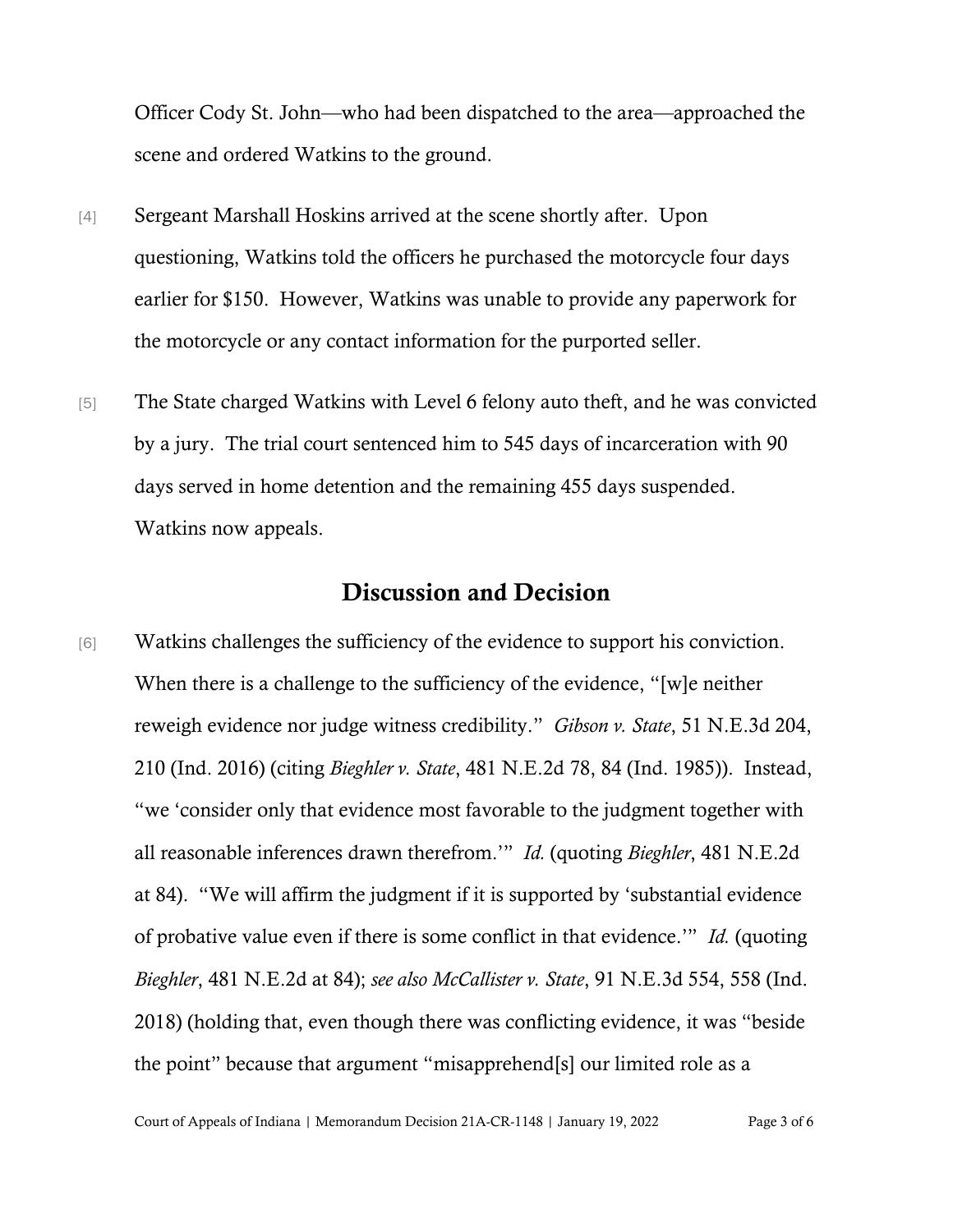Officer Cody St. John—who had been dispatched to the area—approached the scene and ordered Watkins to the ground.

[4] Sergeant Marshall Hoskins arrived at the scene shortly after. Upon questioning, Watkins told the officers he purchased the motorcycle four days earlier for $150. However, Watkins was unable to provide any paperwork for the motorcycle or any contact information for the purported seller.

[5] The State charged Watkins with Level 6 felony auto theft, and he was convicted by a jury. The trial court sentenced him to 545 days of incarceration with 90 days served in home detention and the remaining 455 days suspended. Watkins now appeals.

## Discussion and Decision

[6] Watkins challenges the sufficiency of the evidence to support his conviction. When there is a challenge to the sufficiency of the evidence, "[w]e neither reweigh evidence nor judge witness credibility." *Gibson v. State*, 51 N.E.3d 204, 210 (Ind. 2016) (citing *Bieghler v. State*, 481 N.E.2d 78, 84 (Ind. 1985)). Instead, "we 'consider only that evidence most favorable to the judgment together with all reasonable inferences drawn therefrom.'" *Id.* (quoting *Bieghler*, 481 N.E.2d at 84). "We will affirm the judgment if it is supported by 'substantial evidence of probative value even if there is some conflict in that evidence.'" *Id.* (quoting *Bieghler*, 481 N.E.2d at 84); *see also McCallister v. State*, 91 N.E.3d 554, 558 (Ind. 2018) (holding that, even though there was conflicting evidence, it was "beside the point" because that argument "misapprehend[s] our limited role as a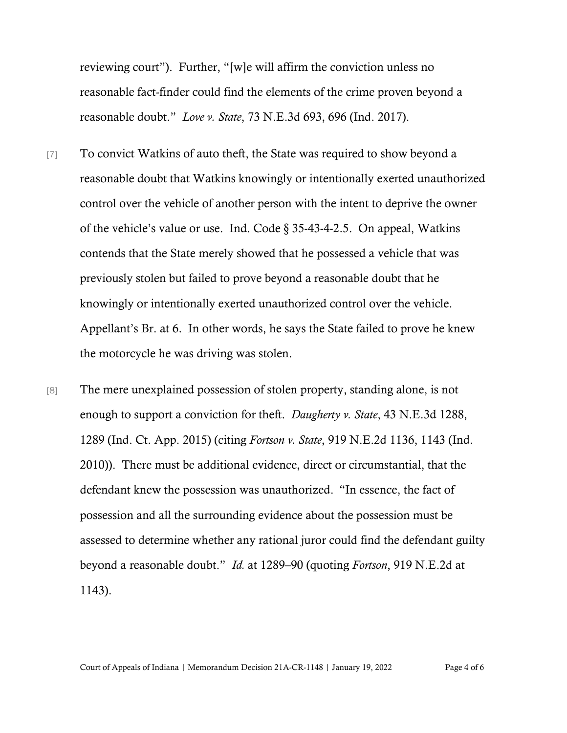reviewing court"). Further, "[w]e will affirm the conviction unless no reasonable fact-finder could find the elements of the crime proven beyond a reasonable doubt." *Love v. State*, 73 N.E.3d 693, 696 (Ind. 2017).

[7] To convict Watkins of auto theft, the State was required to show beyond a reasonable doubt that Watkins knowingly or intentionally exerted unauthorized control over the vehicle of another person with the intent to deprive the owner of the vehicle's value or use. Ind. Code § 35-43-4-2.5. On appeal, Watkins contends that the State merely showed that he possessed a vehicle that was previously stolen but failed to prove beyond a reasonable doubt that he knowingly or intentionally exerted unauthorized control over the vehicle. Appellant's Br. at 6. In other words, he says the State failed to prove he knew the motorcycle he was driving was stolen.

[8] The mere unexplained possession of stolen property, standing alone, is not enough to support a conviction for theft. *Daugherty v. State*, 43 N.E.3d 1288, 1289 (Ind. Ct. App. 2015) (citing *Fortson v. State*, 919 N.E.2d 1136, 1143 (Ind. 2010)). There must be additional evidence, direct or circumstantial, that the defendant knew the possession was unauthorized. "In essence, the fact of possession and all the surrounding evidence about the possession must be assessed to determine whether any rational juror could find the defendant guilty beyond a reasonable doubt." *Id.* at 1289–90 (quoting *Fortson*, 919 N.E.2d at 1143).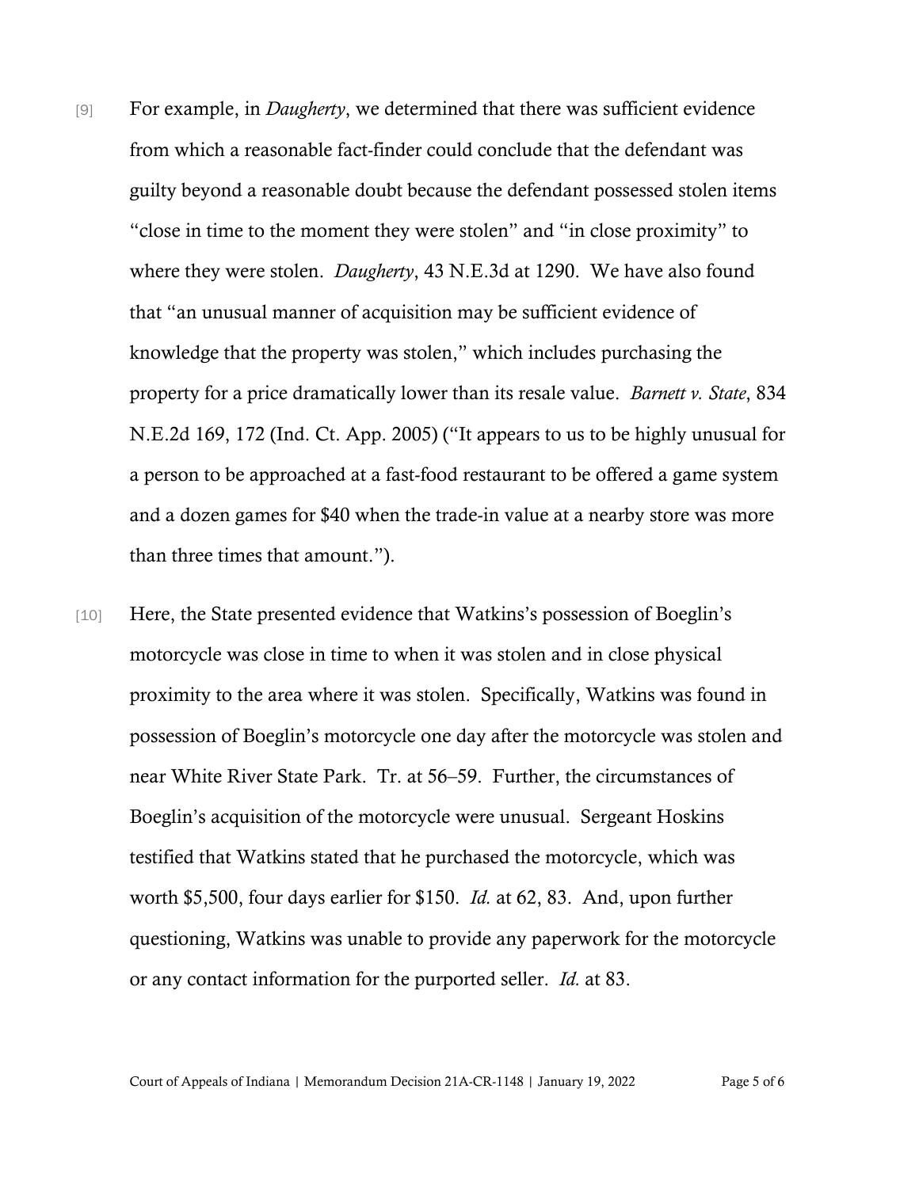[9] For example, in *Daugherty*, we determined that there was sufficient evidence from which a reasonable fact-finder could conclude that the defendant was guilty beyond a reasonable doubt because the defendant possessed stolen items "close in time to the moment they were stolen" and "in close proximity" to where they were stolen. *Daugherty*, 43 N.E.3d at 1290. We have also found that "an unusual manner of acquisition may be sufficient evidence of knowledge that the property was stolen," which includes purchasing the property for a price dramatically lower than its resale value. *Barnett v. State*, 834 N.E.2d 169, 172 (Ind. Ct. App. 2005) ("It appears to us to be highly unusual for a person to be approached at a fast-food restaurant to be offered a game system and a dozen games for $40 when the trade-in value at a nearby store was more than three times that amount.").

[10] Here, the State presented evidence that Watkins's possession of Boeglin's motorcycle was close in time to when it was stolen and in close physical proximity to the area where it was stolen. Specifically, Watkins was found in possession of Boeglin's motorcycle one day after the motorcycle was stolen and near White River State Park. Tr. at 56–59. Further, the circumstances of Boeglin's acquisition of the motorcycle were unusual. Sergeant Hoskins testified that Watkins stated that he purchased the motorcycle, which was worth $5,500, four days earlier for $150. *Id.* at 62, 83. And, upon further questioning, Watkins was unable to provide any paperwork for the motorcycle or any contact information for the purported seller. *Id.* at 83.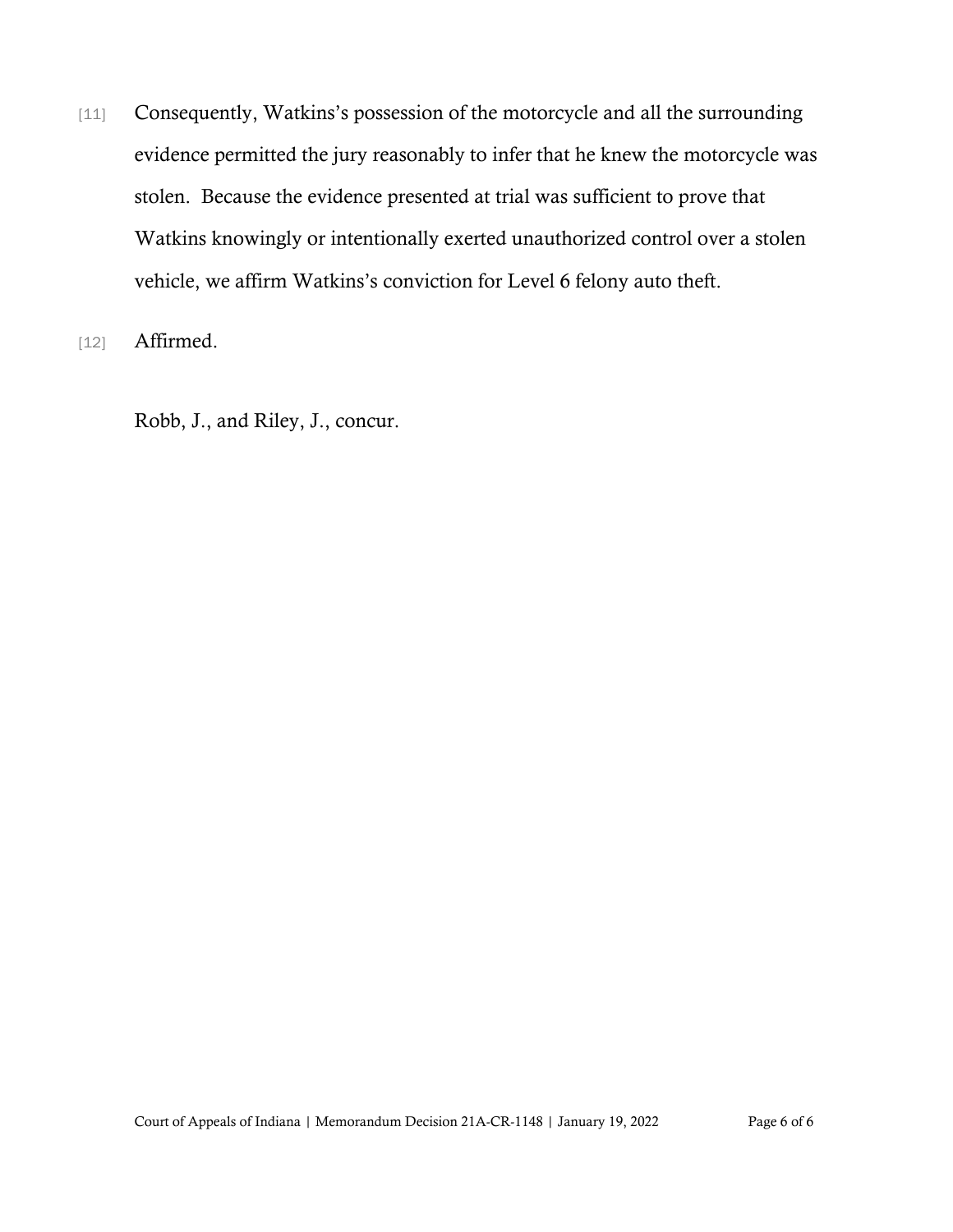[11] Consequently, Watkins's possession of the motorcycle and all the surrounding evidence permitted the jury reasonably to infer that he knew the motorcycle was stolen. Because the evidence presented at trial was sufficient to prove that Watkins knowingly or intentionally exerted unauthorized control over a stolen vehicle, we affirm Watkins's conviction for Level 6 felony auto theft.

[12] Affirmed.

Robb, J., and Riley, J., concur.